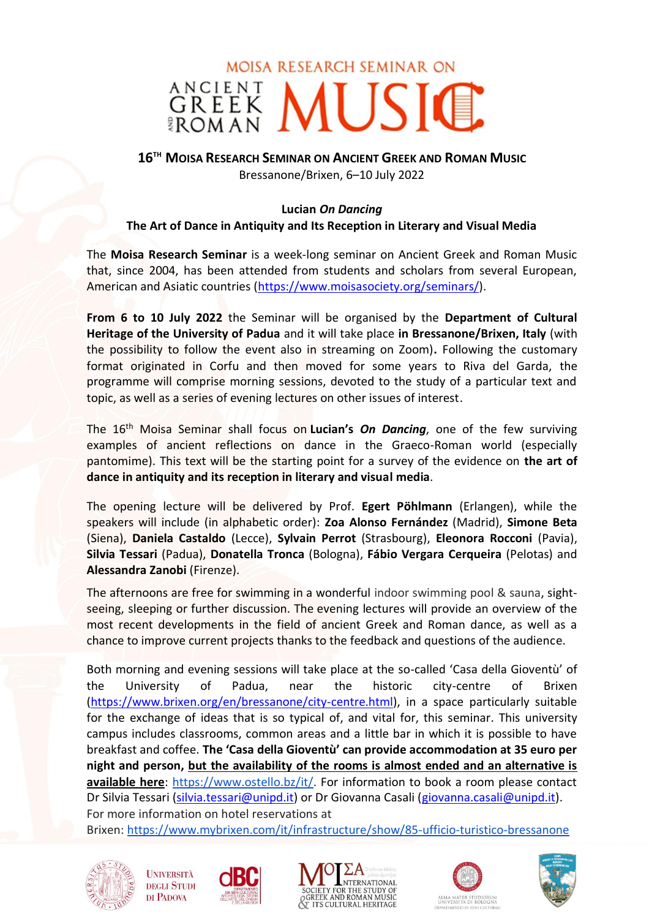# MOISA RESEARCH SEMINAR ON ANCIENT GREEK AND ROMAN MUSIC

## 16TH MOISA RESEARCH SEMINAR ON ANCIENT GREEK AND ROMAN MUSIC

Bressanone/Brixen, 6–10 July 2022

### Lucian *On Dancing*
### The Art of Dance in Antiquity and Its Reception in Literary and Visual Media

The **Moisa Research Seminar** is a week-long seminar on Ancient Greek and Roman Music that, since 2004, has been attended from students and scholars from several European, American and Asiatic countries (https://www.moisasociety.org/seminars/).

**From 6 to 10 July 2022** the Seminar will be organised by the **Department of Cultural Heritage of the University of Padua** and it will take place **in Bressanone/Brixen, Italy** (with the possibility to follow the event also in streaming on Zoom)**.** Following the customary format originated in Corfu and then moved for some years to Riva del Garda, the programme will comprise morning sessions, devoted to the study of a particular text and topic, as well as a series of evening lectures on other issues of interest.

The 16th Moisa Seminar shall focus on **Lucian's *On Dancing***, one of the few surviving examples of ancient reflections on dance in the Graeco-Roman world (especially pantomime). This text will be the starting point for a survey of the evidence on **the art of dance in antiquity and its reception in literary and visual media**.

The opening lecture will be delivered by Prof. **Egert Pöhlmann** (Erlangen), while the speakers will include (in alphabetic order): **Zoa Alonso Fernández** (Madrid), **Simone Beta** (Siena), **Daniela Castaldo** (Lecce), **Sylvain Perrot** (Strasbourg), **Eleonora Rocconi** (Pavia), **Silvia Tessari** (Padua), **Donatella Tronca** (Bologna), **Fábio Vergara Cerqueira** (Pelotas) and **Alessandra Zanobi** (Firenze).

The afternoons are free for swimming in a wonderful indoor swimming pool & sauna, sight-seeing, sleeping or further discussion. The evening lectures will provide an overview of the most recent developments in the field of ancient Greek and Roman dance, as well as a chance to improve current projects thanks to the feedback and questions of the audience.

Both morning and evening sessions will take place at the so-called 'Casa della Gioventù' of the University of Padua, near the historic city-centre of Brixen (https://www.brixen.org/en/bressanone/city-centre.html), in a space particularly suitable for the exchange of ideas that is so typical of, and vital for, this seminar. This university campus includes classrooms, common areas and a little bar in which it is possible to have breakfast and coffee. **The 'Casa della Gioventù' can provide accommodation at 35 euro per night and person, but the availability of the rooms is almost ended and an alternative is available here**: https://www.ostello.bz/it/. For information to book a room please contact Dr Silvia Tessari (silvia.tessari@unipd.it) or Dr Giovanna Casali (giovanna.casali@unipd.it).
For more information on hotel reservations at Brixen: https://www.mybrixen.com/it/infrastructure/show/85-ufficio-turistico-bressanone

Università degli Studi di Padova — dBC — MOISA International Society for the Study of Greek and Roman Music & Its Cultural Heritage — Alma Mater Studiorum Università di Bologna, Dipartimento di Beni Culturali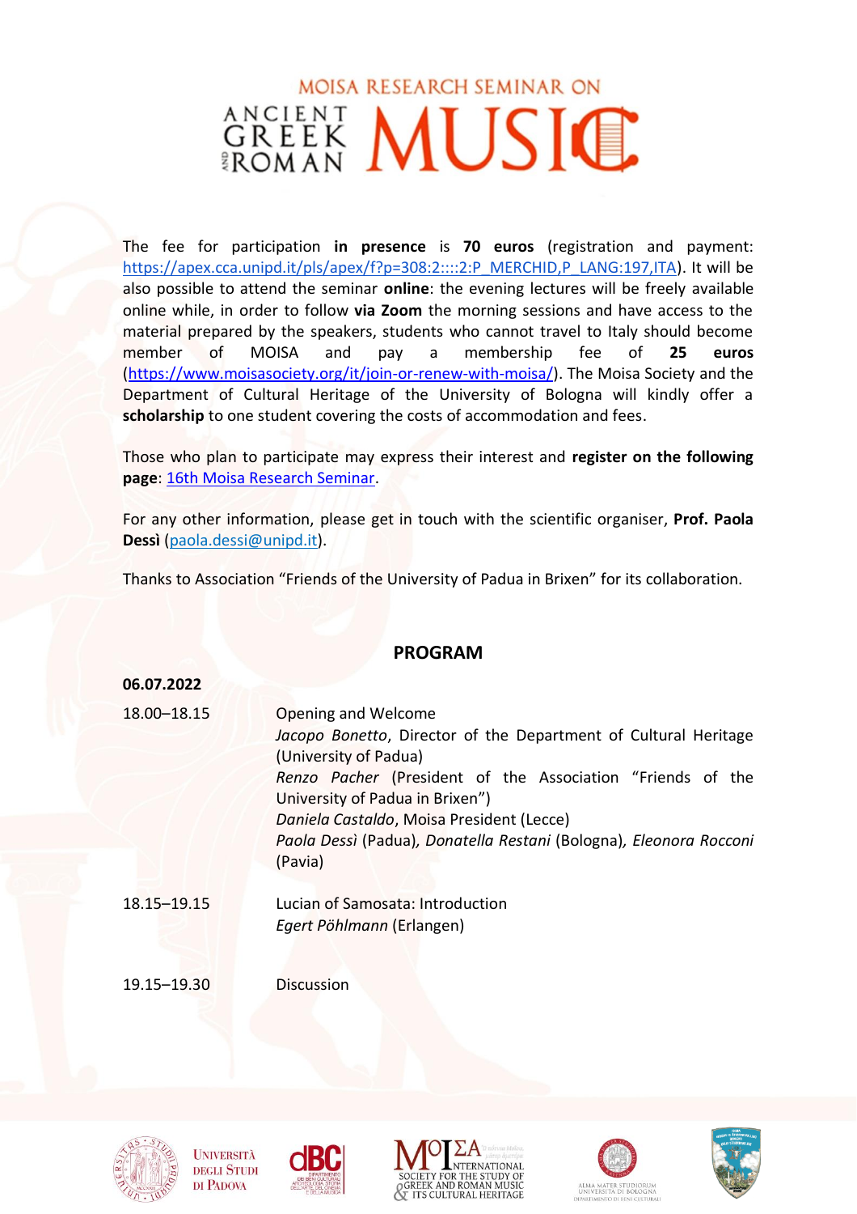# MOISA RESEARCH SEMINAR ON ANCIENT GREEK AND ROMAN MUSIC

The fee for participation **in presence** is **70 euros** (registration and payment: [https://apex.cca.unipd.it/pls/apex/f?p=308:2::::2:P_MERCHID,P_LANG:197,ITA](https://apex.cca.unipd.it/pls/apex/f?p=308:2::::2:P_MERCHID,P_LANG:197,ITA)). It will be also possible to attend the seminar **online**: the evening lectures will be freely available online while, in order to follow **via Zoom** the morning sessions and have access to the material prepared by the speakers, students who cannot travel to Italy should become member of MOISA and pay a membership fee of **25 euros** ([https://www.moisasociety.org/it/join-or-renew-with-moisa/](https://www.moisasociety.org/it/join-or-renew-with-moisa/)). The Moisa Society and the Department of Cultural Heritage of the University of Bologna will kindly offer a **scholarship** to one student covering the costs of accommodation and fees.

Those who plan to participate may express their interest and **register on the following page**: 16th Moisa Research Seminar.

For any other information, please get in touch with the scientific organiser, **Prof. Paola Dessì** (paola.dessi@unipd.it).

Thanks to Association "Friends of the University of Padua in Brixen" for its collaboration.

## PROGRAM

**06.07.2022**

| | |
|---|---|
| 18.00–18.15 | Opening and Welcome<br>*Jacopo Bonetto*, Director of the Department of Cultural Heritage (University of Padua)<br>*Renzo Pacher* (President of the Association "Friends of the University of Padua in Brixen")<br>*Daniela Castaldo*, Moisa President (Lecce)<br>*Paola Dessì* (Padua), *Donatella Restani* (Bologna), *Eleonora Rocconi* (Pavia) |
| 18.15–19.15 | Lucian of Samosata: Introduction<br>*Egert Pöhlmann* (Erlangen) |
| 19.15–19.30 | Discussion |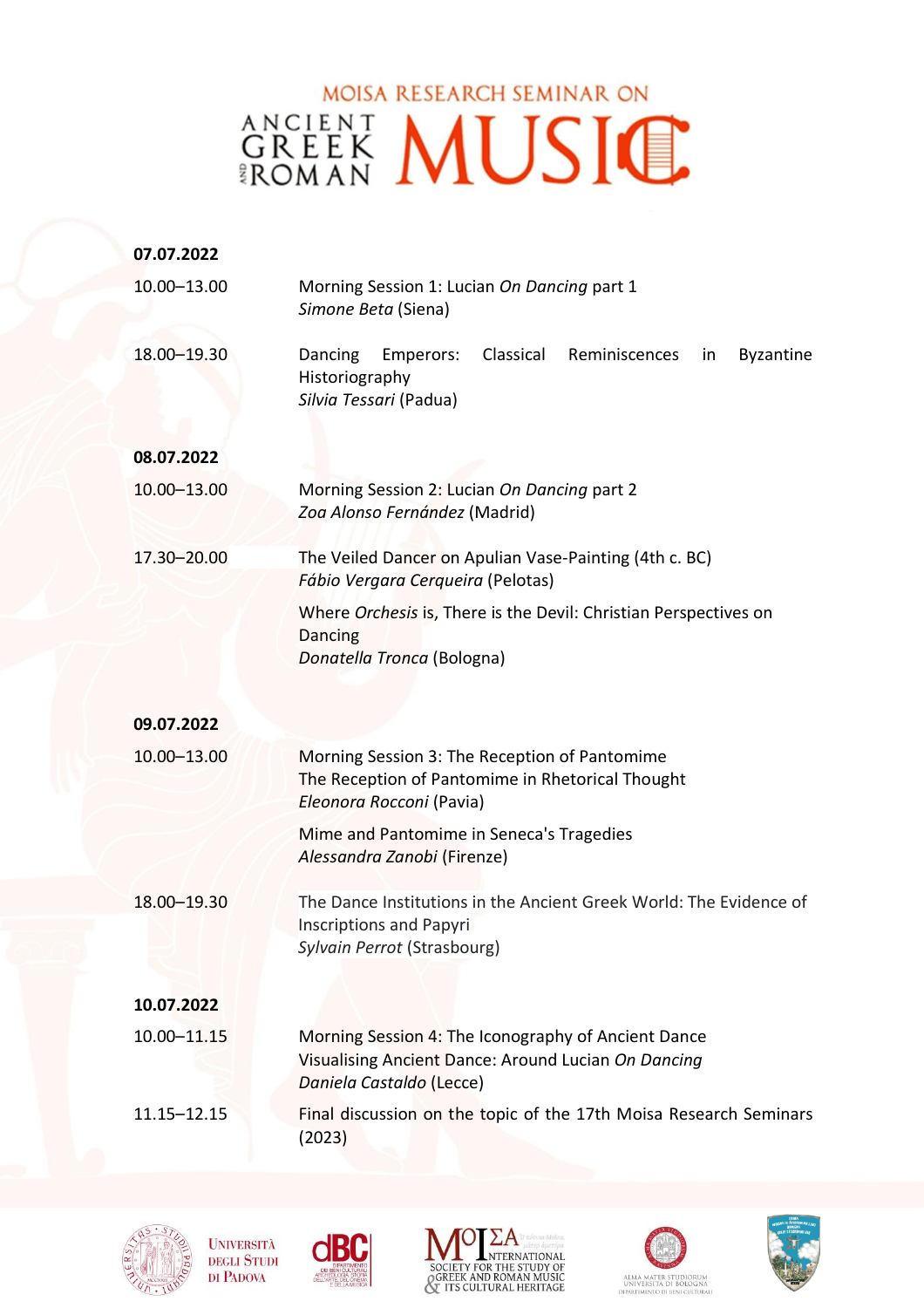# MOISA RESEARCH SEMINAR ON ANCIENT GREEK AND ROMAN MUSIC

**07.07.2022**

| | |
|---|---|
| 10.00–13.00 | Morning Session 1: Lucian *On Dancing* part 1<br>*Simone Beta* (Siena) |
| 18.00–19.30 | Dancing Emperors: Classical Reminiscences in Byzantine Historiography<br>*Silvia Tessari* (Padua) |

**08.07.2022**

| | |
|---|---|
| 10.00–13.00 | Morning Session 2: Lucian *On Dancing* part 2<br>*Zoa Alonso Fernández* (Madrid) |
| 17.30–20.00 | The Veiled Dancer on Apulian Vase-Painting (4th c. BC)<br>*Fábio Vergara Cerqueira* (Pelotas)<br><br>Where *Orchesis* is, There is the Devil: Christian Perspectives on Dancing<br>*Donatella Tronca* (Bologna) |

**09.07.2022**

| | |
|---|---|
| 10.00–13.00 | Morning Session 3: The Reception of Pantomime<br>The Reception of Pantomime in Rhetorical Thought<br>*Eleonora Rocconi* (Pavia)<br><br>Mime and Pantomime in Seneca's Tragedies<br>*Alessandra Zanobi* (Firenze) |
| 18.00–19.30 | The Dance Institutions in the Ancient Greek World: The Evidence of Inscriptions and Papyri<br>*Sylvain Perrot* (Strasbourg) |

**10.07.2022**

| | |
|---|---|
| 10.00–11.15 | Morning Session 4: The Iconography of Ancient Dance<br>Visualising Ancient Dance: Around Lucian *On Dancing*<br>*Daniela Castaldo* (Lecce) |
| 11.15–12.15 | Final discussion on the topic of the 17th Moisa Research Seminars (2023) |

Università degli Studi di Padova

dBC Dipartimento dei Beni Culturali

MOISA International Society for the Study of Greek and Roman Music & its Cultural Heritage

Alma Mater Studiorum Università di Bologna Dipartimento di Beni Culturali